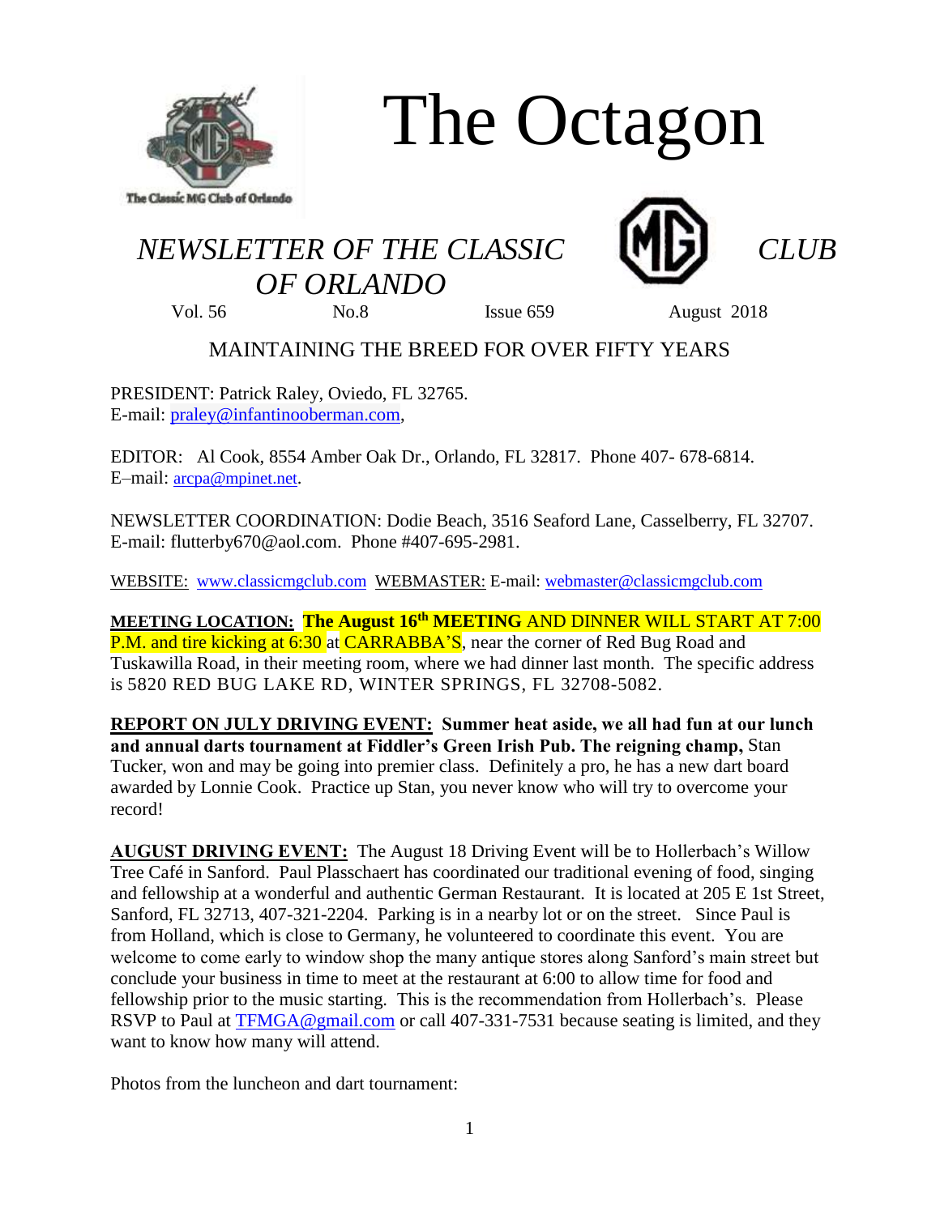# The Octagon

## *NEWSLETTER OF THE CLASSIC CLUB OF ORLANDO*

Vol. 56 No.8 Issue 659 August 2018

MAINTAINING THE BREED FOR OVER FIFTY YEARS

PRESIDENT: Patrick Raley, Oviedo, FL 32765.
E-mail: praley@infantinooberman.com,

EDITOR: Al Cook, 8554 Amber Oak Dr., Orlando, FL 32817. Phone 407- 678-6814.
E–mail: arcpa@mpinet.net.

NEWSLETTER COORDINATION: Dodie Beach, 3516 Seaford Lane, Casselberry, FL 32707.
E-mail: flutterby670@aol.com. Phone #407-695-2981.

WEBSITE: www.classicmgclub.com WEBMASTER: E-mail: webmaster@classicmgclub.com

**MEETING LOCATION:** **The August 16th MEETING** AND DINNER WILL START AT 7:00 P.M. and tire kicking at 6:30 at CARRABBA'S, near the corner of Red Bug Road and Tuskawilla Road, in their meeting room, where we had dinner last month. The specific address is 5820 RED BUG LAKE RD, WINTER SPRINGS, FL 32708-5082.

**REPORT ON JULY DRIVING EVENT: Summer heat aside, we all had fun at our lunch and annual darts tournament at Fiddler's Green Irish Pub. The reigning champ,** Stan Tucker, won and may be going into premier class. Definitely a pro, he has a new dart board awarded by Lonnie Cook. Practice up Stan, you never know who will try to overcome your record!

**AUGUST DRIVING EVENT:** The August 18 Driving Event will be to Hollerbach's Willow Tree Café in Sanford. Paul Plasschaert has coordinated our traditional evening of food, singing and fellowship at a wonderful and authentic German Restaurant. It is located at 205 E 1st Street, Sanford, FL 32713, 407-321-2204. Parking is in a nearby lot or on the street. Since Paul is from Holland, which is close to Germany, he volunteered to coordinate this event. You are welcome to come early to window shop the many antique stores along Sanford's main street but conclude your business in time to meet at the restaurant at 6:00 to allow time for food and fellowship prior to the music starting. This is the recommendation from Hollerbach's. Please RSVP to Paul at TFMGA@gmail.com or call 407-331-7531 because seating is limited, and they want to know how many will attend.

Photos from the luncheon and dart tournament: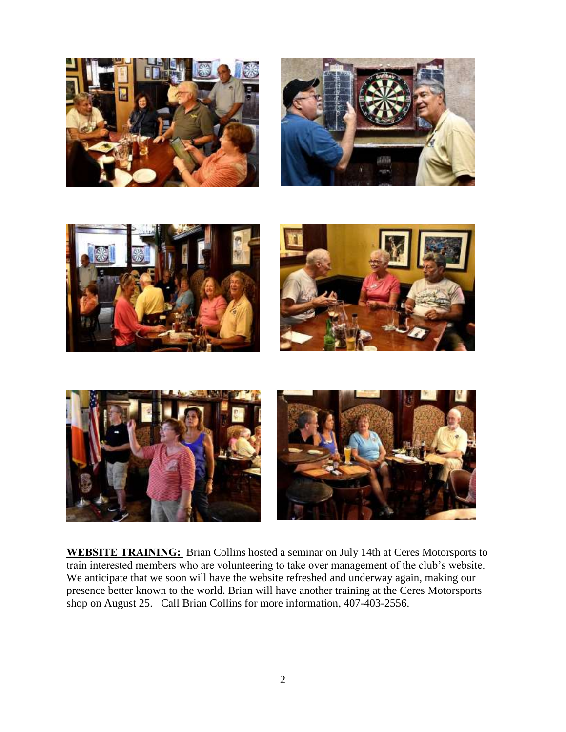**WEBSITE TRAINING:** Brian Collins hosted a seminar on July 14th at Ceres Motorsports to train interested members who are volunteering to take over management of the club's website. We anticipate that we soon will have the website refreshed and underway again, making our presence better known to the world. Brian will have another training at the Ceres Motorsports shop on August 25. Call Brian Collins for more information, 407-403-2556.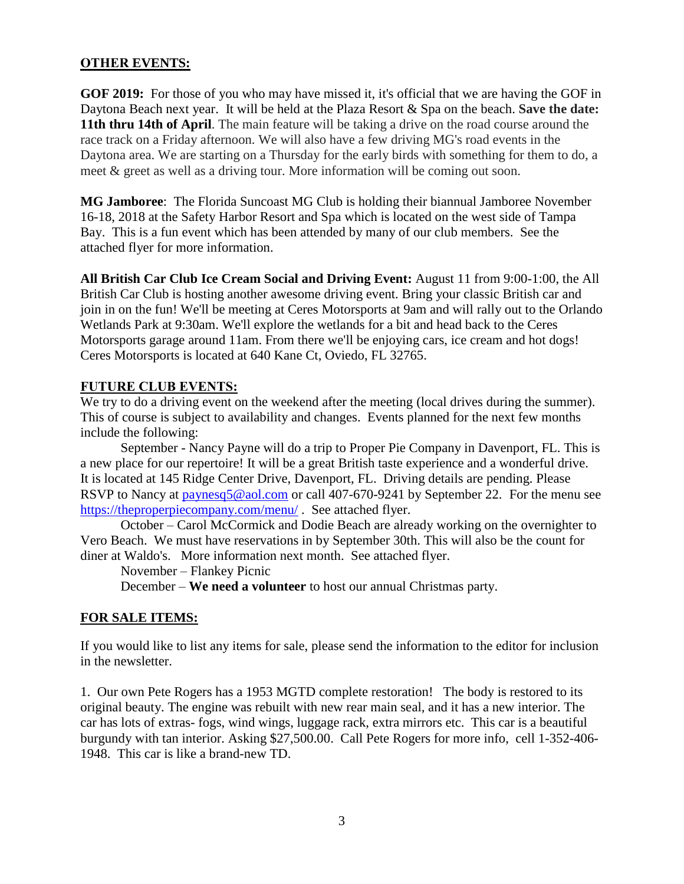## OTHER EVENTS:

**GOF 2019:** For those of you who may have missed it, it's official that we are having the GOF in Daytona Beach next year. It will be held at the Plaza Resort & Spa on the beach. **Save the date: 11th thru 14th of April**. The main feature will be taking a drive on the road course around the race track on a Friday afternoon. We will also have a few driving MG's road events in the Daytona area. We are starting on a Thursday for the early birds with something for them to do, a meet & greet as well as a driving tour. More information will be coming out soon.

**MG Jamboree**: The Florida Suncoast MG Club is holding their biannual Jamboree November 16-18, 2018 at the Safety Harbor Resort and Spa which is located on the west side of Tampa Bay. This is a fun event which has been attended by many of our club members. See the attached flyer for more information.

**All British Car Club Ice Cream Social and Driving Event:** August 11 from 9:00-1:00, the All British Car Club is hosting another awesome driving event. Bring your classic British car and join in on the fun! We'll be meeting at Ceres Motorsports at 9am and will rally out to the Orlando Wetlands Park at 9:30am. We'll explore the wetlands for a bit and head back to the Ceres Motorsports garage around 11am. From there we'll be enjoying cars, ice cream and hot dogs! Ceres Motorsports is located at 640 Kane Ct, Oviedo, FL 32765.

## FUTURE CLUB EVENTS:

We try to do a driving event on the weekend after the meeting (local drives during the summer). This of course is subject to availability and changes. Events planned for the next few months include the following:

September - Nancy Payne will do a trip to Proper Pie Company in Davenport, FL. This is a new place for our repertoire! It will be a great British taste experience and a wonderful drive. It is located at 145 Ridge Center Drive, Davenport, FL. Driving details are pending. Please RSVP to Nancy at paynesq5@aol.com or call 407-670-9241 by September 22. For the menu see https://theproperpiecompany.com/menu/ . See attached flyer.

October – Carol McCormick and Dodie Beach are already working on the overnighter to Vero Beach. We must have reservations in by September 30th. This will also be the count for diner at Waldo's. More information next month. See attached flyer.

November – Flankey Picnic

December – **We need a volunteer** to host our annual Christmas party.

## FOR SALE ITEMS:

If you would like to list any items for sale, please send the information to the editor for inclusion in the newsletter.

1. Our own Pete Rogers has a 1953 MGTD complete restoration! The body is restored to its original beauty. The engine was rebuilt with new rear main seal, and it has a new interior. The car has lots of extras- fogs, wind wings, luggage rack, extra mirrors etc. This car is a beautiful burgundy with tan interior. Asking $27,500.00. Call Pete Rogers for more info, cell 1-352-406-1948. This car is like a brand-new TD.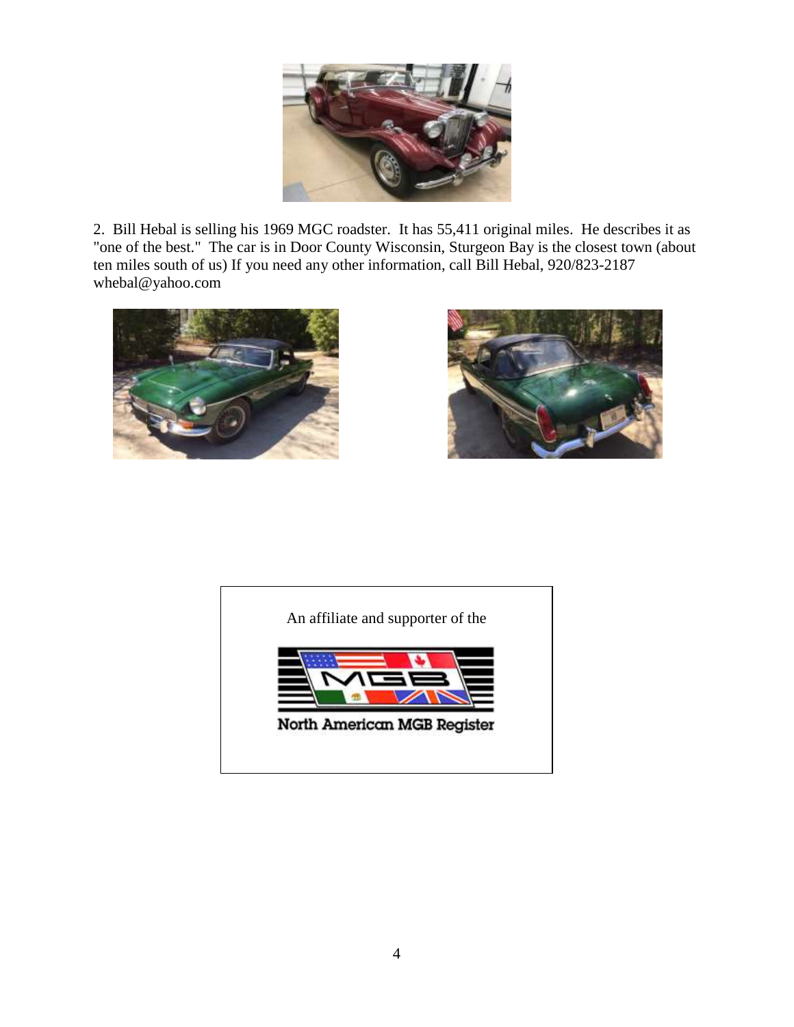2. Bill Hebal is selling his 1969 MGC roadster. It has 55,411 original miles. He describes it as "one of the best." The car is in Door County Wisconsin, Sturgeon Bay is the closest town (about ten miles south of us) If you need any other information, call Bill Hebal, 920/823-2187 whebal@yahoo.com

An affiliate and supporter of the

North American MGB Register